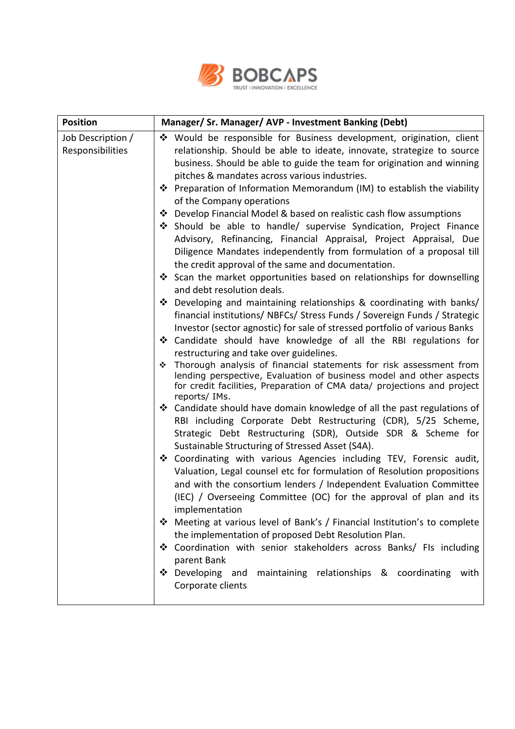BOBCAPS

TRUST | INNOVATION | EXCELLENCE

| Position | Manager/ Sr. Manager/ AVP - Investment Banking (Debt) |
|---|---|
| Job Description / Responsibilities | ❖ Would be responsible for Business development, origination, client relationship. Should be able to ideate, innovate, strategize to source business. Should be able to guide the team for origination and winning pitches & mandates across various industries.<br>❖ Preparation of Information Memorandum (IM) to establish the viability of the Company operations<br>❖ Develop Financial Model & based on realistic cash flow assumptions<br>❖ Should be able to handle/ supervise Syndication, Project Finance Advisory, Refinancing, Financial Appraisal, Project Appraisal, Due Diligence Mandates independently from formulation of a proposal till the credit approval of the same and documentation.<br>❖ Scan the market opportunities based on relationships for downselling and debt resolution deals.<br>❖ Developing and maintaining relationships & coordinating with banks/ financial institutions/ NBFCs/ Stress Funds / Sovereign Funds / Strategic Investor (sector agnostic) for sale of stressed portfolio of various Banks<br>❖ Candidate should have knowledge of all the RBI regulations for restructuring and take over guidelines.<br>❖ Thorough analysis of financial statements for risk assessment from lending perspective, Evaluation of business model and other aspects for credit facilities, Preparation of CMA data/ projections and project reports/ IMs.<br>❖ Candidate should have domain knowledge of all the past regulations of RBI including Corporate Debt Restructuring (CDR), 5/25 Scheme, Strategic Debt Restructuring (SDR), Outside SDR & Scheme for Sustainable Structuring of Stressed Asset (S4A).<br>❖ Coordinating with various Agencies including TEV, Forensic audit, Valuation, Legal counsel etc for formulation of Resolution propositions and with the consortium lenders / Independent Evaluation Committee (IEC) / Overseeing Committee (OC) for the approval of plan and its implementation<br>❖ Meeting at various level of Bank's / Financial Institution's to complete the implementation of proposed Debt Resolution Plan.<br>❖ Coordination with senior stakeholders across Banks/ FIs including parent Bank<br>❖ Developing and maintaining relationships & coordinating with Corporate clients |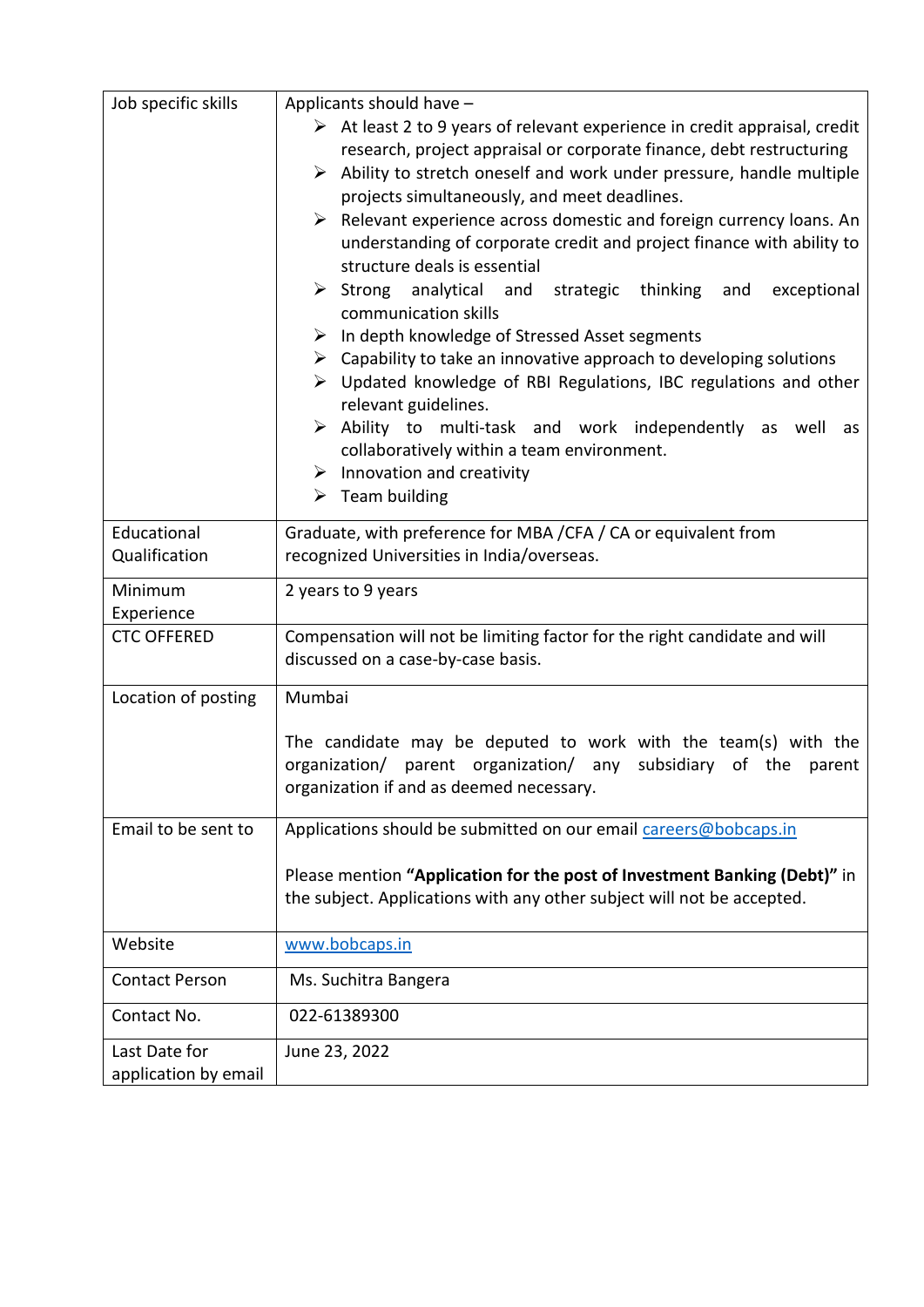| | |
|---|---|
| Job specific skills | Applicants should have – <br>➢ At least 2 to 9 years of relevant experience in credit appraisal, credit research, project appraisal or corporate finance, debt restructuring<br>➢ Ability to stretch oneself and work under pressure, handle multiple projects simultaneously, and meet deadlines.<br>➢ Relevant experience across domestic and foreign currency loans. An understanding of corporate credit and project finance with ability to structure deals is essential<br>➢ Strong analytical and strategic thinking and exceptional communication skills<br>➢ In depth knowledge of Stressed Asset segments<br>➢ Capability to take an innovative approach to developing solutions<br>➢ Updated knowledge of RBI Regulations, IBC regulations and other relevant guidelines.<br>➢ Ability to multi-task and work independently as well as collaboratively within a team environment.<br>➢ Innovation and creativity<br>➢ Team building |
| Educational Qualification | Graduate, with preference for MBA /CFA / CA or equivalent from recognized Universities in India/overseas. |
| Minimum Experience | 2 years to 9 years |
| CTC OFFERED | Compensation will not be limiting factor for the right candidate and will discussed on a case-by-case basis. |
| Location of posting | Mumbai<br><br>The candidate may be deputed to work with the team(s) with the organization/ parent organization/ any subsidiary of the parent organization if and as deemed necessary. |
| Email to be sent to | Applications should be submitted on our email careers@bobcaps.in<br><br>Please mention **"Application for the post of Investment Banking (Debt)"** in the subject. Applications with any other subject will not be accepted. |
| Website | www.bobcaps.in |
| Contact Person | Ms. Suchitra Bangera |
| Contact No. | 022-61389300 |
| Last Date for application by email | June 23, 2022 |